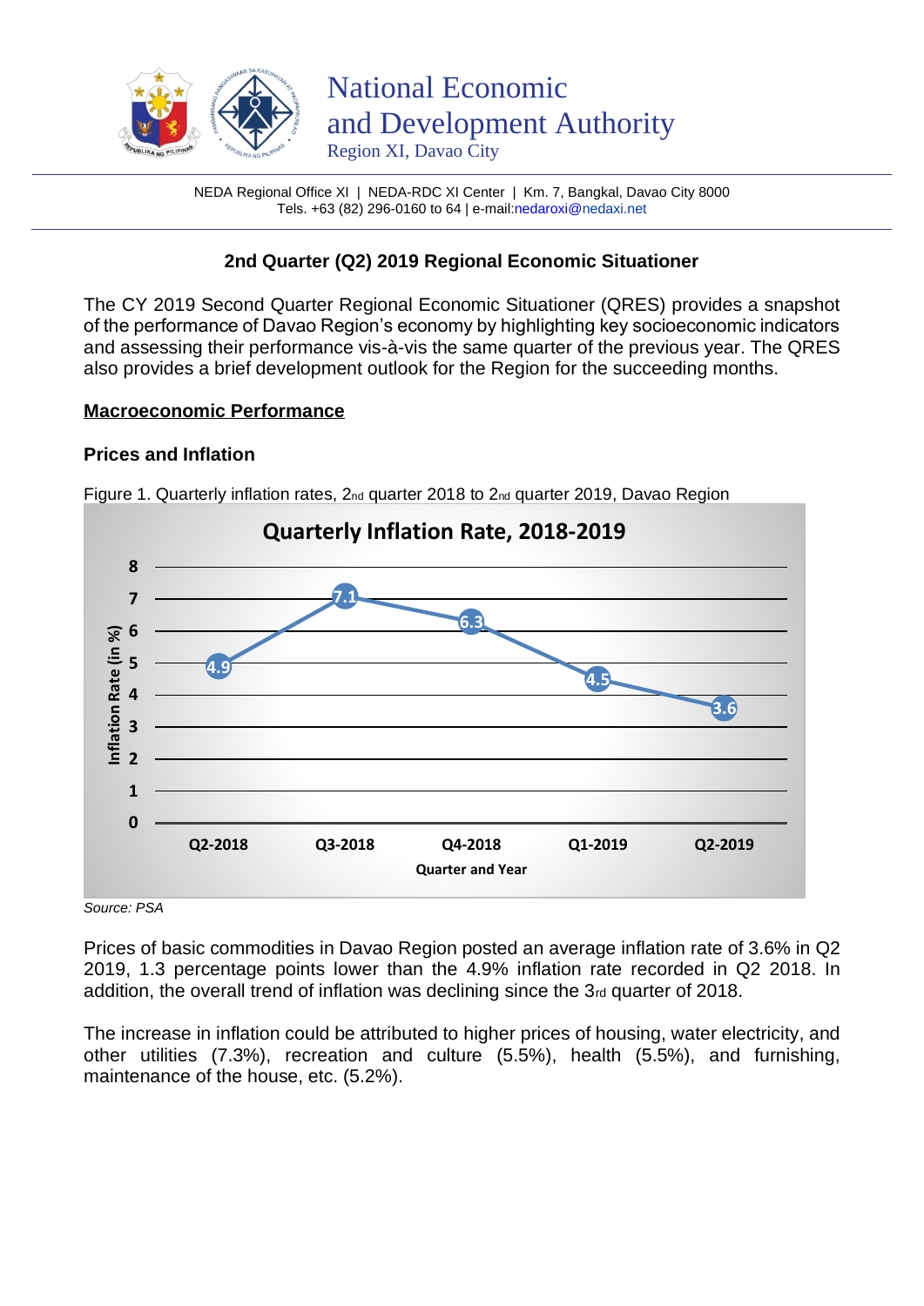National Economic and Development Authority
Region XI, Davao City

NEDA Regional Office XI | NEDA-RDC XI Center | Km. 7, Bangkal, Davao City 8000
Tels. +63 (82) 296-0160 to 64 | e-mail:nedaroxi@nedaxi.net

# 2nd Quarter (Q2) 2019 Regional Economic Situationer

The CY 2019 Second Quarter Regional Economic Situationer (QRES) provides a snapshot of the performance of Davao Region's economy by highlighting key socioeconomic indicators and assessing their performance vis-à-vis the same quarter of the previous year. The QRES also provides a brief development outlook for the Region for the succeeding months.

## Macroeconomic Performance

### Prices and Inflation

Figure 1. Quarterly inflation rates, 2nd quarter 2018 to 2nd quarter 2019, Davao Region

**Quarterly Inflation Rate, 2018-2019**

| Quarter and Year | Inflation Rate (in %) |
|---|---|
| Q2-2018 | 4.9 |
| Q3-2018 | 7.1 |
| Q4-2018 | 6.3 |
| Q1-2019 | 4.5 |
| Q2-2019 | 3.6 |

*Source: PSA*

Prices of basic commodities in Davao Region posted an average inflation rate of 3.6% in Q2 2019, 1.3 percentage points lower than the 4.9% inflation rate recorded in Q2 2018. In addition, the overall trend of inflation was declining since the 3rd quarter of 2018.

The increase in inflation could be attributed to higher prices of housing, water electricity, and other utilities (7.3%), recreation and culture (5.5%), health (5.5%), and furnishing, maintenance of the house, etc. (5.2%).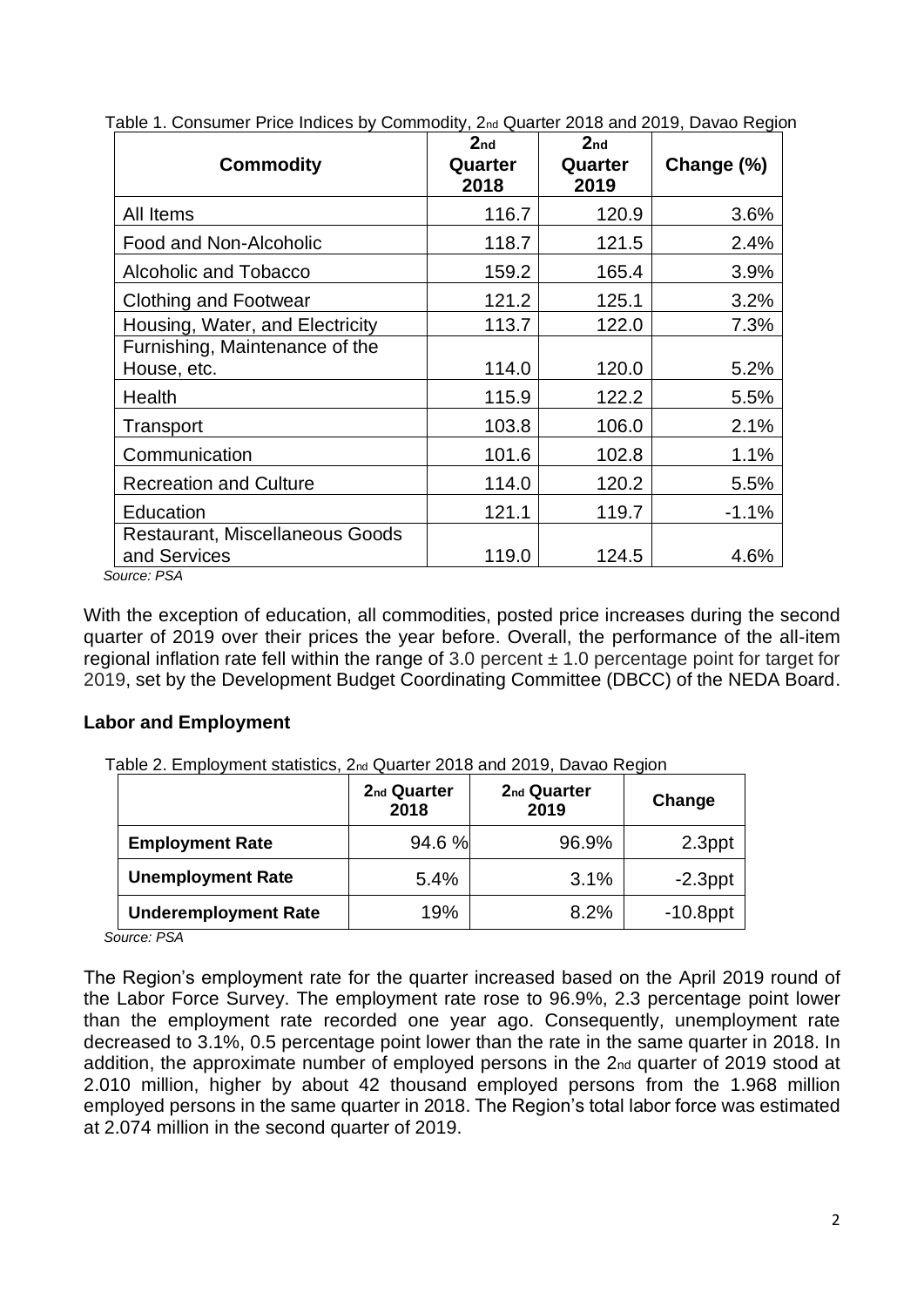Table 1. Consumer Price Indices by Commodity, 2nd Quarter 2018 and 2019, Davao Region

| Commodity | 2nd Quarter 2018 | 2nd Quarter 2019 | Change (%) |
|---|---|---|---|
| All Items | 116.7 | 120.9 | 3.6% |
| Food and Non-Alcoholic | 118.7 | 121.5 | 2.4% |
| Alcoholic and Tobacco | 159.2 | 165.4 | 3.9% |
| Clothing and Footwear | 121.2 | 125.1 | 3.2% |
| Housing, Water, and Electricity | 113.7 | 122.0 | 7.3% |
| Furnishing, Maintenance of the House, etc. | 114.0 | 120.0 | 5.2% |
| Health | 115.9 | 122.2 | 5.5% |
| Transport | 103.8 | 106.0 | 2.1% |
| Communication | 101.6 | 102.8 | 1.1% |
| Recreation and Culture | 114.0 | 120.2 | 5.5% |
| Education | 121.1 | 119.7 | -1.1% |
| Restaurant, Miscellaneous Goods and Services | 119.0 | 124.5 | 4.6% |

*Source: PSA*

With the exception of education, all commodities, posted price increases during the second quarter of 2019 over their prices the year before. Overall, the performance of the all-item regional inflation rate fell within the range of 3.0 percent ± 1.0 percentage point for target for 2019, set by the Development Budget Coordinating Committee (DBCC) of the NEDA Board.

## Labor and Employment

Table 2. Employment statistics, 2nd Quarter 2018 and 2019, Davao Region

| | 2nd Quarter 2018 | 2nd Quarter 2019 | Change |
|---|---|---|---|
| **Employment Rate** | 94.6 % | 96.9% | 2.3ppt |
| **Unemployment Rate** | 5.4% | 3.1% | -2.3ppt |
| **Underemployment Rate** | 19% | 8.2% | -10.8ppt |

*Source: PSA*

The Region's employment rate for the quarter increased based on the April 2019 round of the Labor Force Survey. The employment rate rose to 96.9%, 2.3 percentage point lower than the employment rate recorded one year ago. Consequently, unemployment rate decreased to 3.1%, 0.5 percentage point lower than the rate in the same quarter in 2018. In addition, the approximate number of employed persons in the 2nd quarter of 2019 stood at 2.010 million, higher by about 42 thousand employed persons from the 1.968 million employed persons in the same quarter in 2018. The Region's total labor force was estimated at 2.074 million in the second quarter of 2019.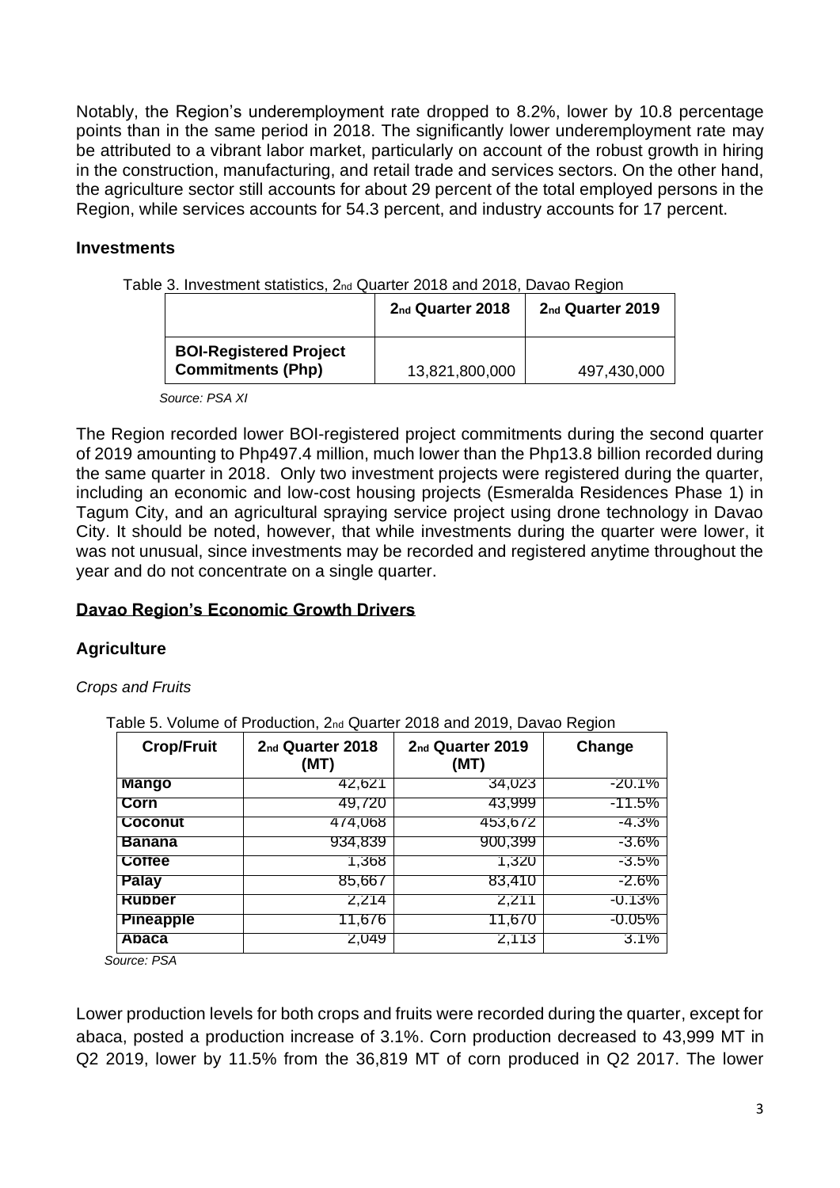Notably, the Region's underemployment rate dropped to 8.2%, lower by 10.8 percentage points than in the same period in 2018. The significantly lower underemployment rate may be attributed to a vibrant labor market, particularly on account of the robust growth in hiring in the construction, manufacturing, and retail trade and services sectors. On the other hand, the agriculture sector still accounts for about 29 percent of the total employed persons in the Region, while services accounts for 54.3 percent, and industry accounts for 17 percent.

### Investments

Table 3. Investment statistics, 2nd Quarter 2018 and 2018, Davao Region

| | 2nd Quarter 2018 | 2nd Quarter 2019 |
|---|---|---|
| **BOI-Registered Project Commitments (Php)** | 13,821,800,000 | 497,430,000 |

*Source: PSA XI*

The Region recorded lower BOI-registered project commitments during the second quarter of 2019 amounting to Php497.4 million, much lower than the Php13.8 billion recorded during the same quarter in 2018. Only two investment projects were registered during the quarter, including an economic and low-cost housing projects (Esmeralda Residences Phase 1) in Tagum City, and an agricultural spraying service project using drone technology in Davao City. It should be noted, however, that while investments during the quarter were lower, it was not unusual, since investments may be recorded and registered anytime throughout the year and do not concentrate on a single quarter.

## Davao Region's Economic Growth Drivers

### Agriculture

*Crops and Fruits*

Table 5. Volume of Production, 2nd Quarter 2018 and 2019, Davao Region

| Crop/Fruit | 2nd Quarter 2018 (MT) | 2nd Quarter 2019 (MT) | Change |
|---|---|---|---|
| **Mango** | 42,621 | 34,023 | -20.1% |
| **Corn** | 49,720 | 43,999 | -11.5% |
| **Coconut** | 474,068 | 453,672 | -4.3% |
| **Banana** | 934,839 | 900,399 | -3.6% |
| **Coffee** | 1,368 | 1,320 | -3.5% |
| **Palay** | 85,667 | 83,410 | -2.6% |
| **Rubber** | 2,214 | 2,211 | -0.13% |
| **Pineapple** | 11,676 | 11,670 | -0.05% |
| **Abaca** | 2,049 | 2,113 | 3.1% |

*Source: PSA*

Lower production levels for both crops and fruits were recorded during the quarter, except for abaca, posted a production increase of 3.1%. Corn production decreased to 43,999 MT in Q2 2019, lower by 11.5% from the 36,819 MT of corn produced in Q2 2017. The lower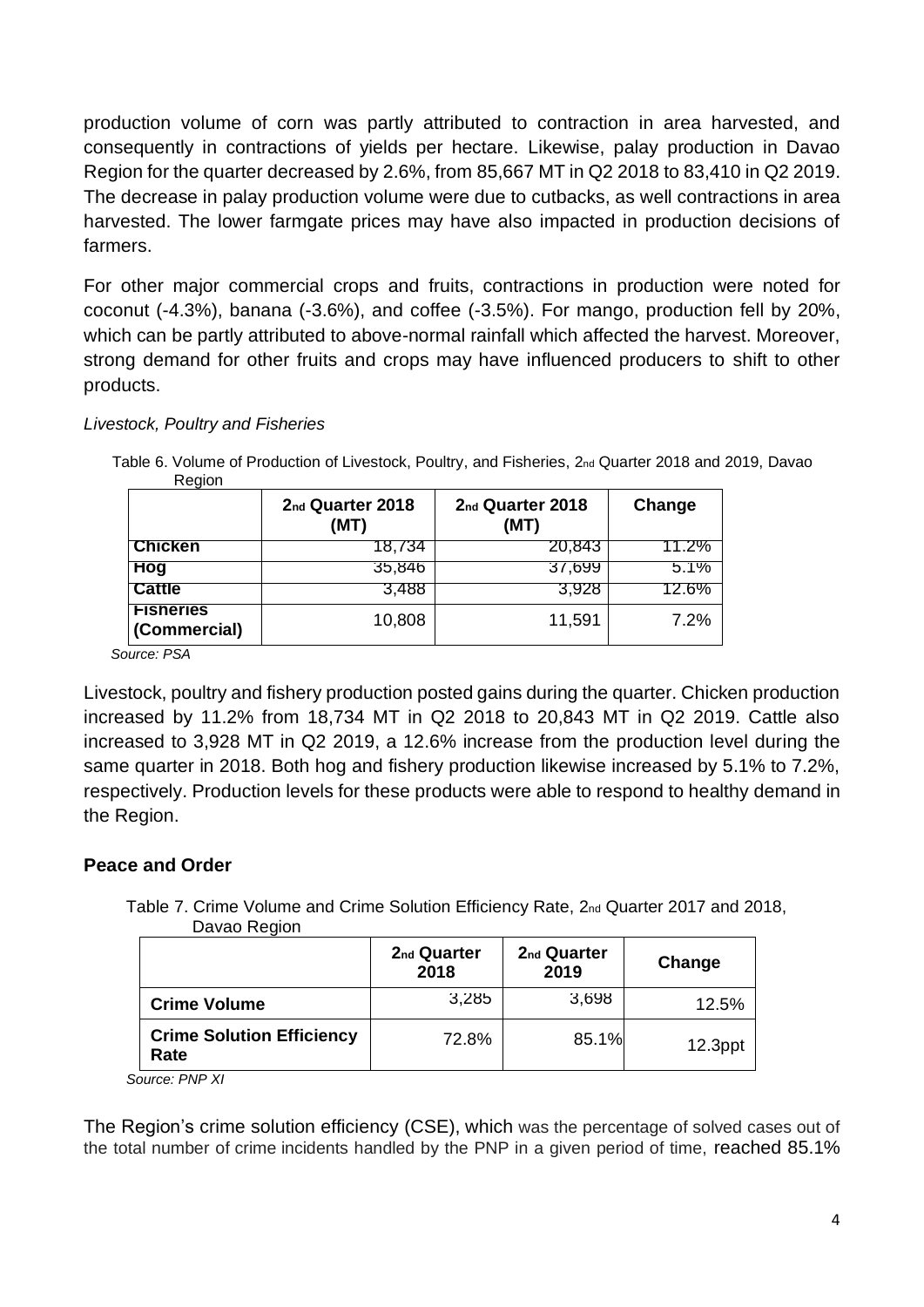production volume of corn was partly attributed to contraction in area harvested, and consequently in contractions of yields per hectare. Likewise, palay production in Davao Region for the quarter decreased by 2.6%, from 85,667 MT in Q2 2018 to 83,410 in Q2 2019. The decrease in palay production volume were due to cutbacks, as well contractions in area harvested. The lower farmgate prices may have also impacted in production decisions of farmers.

For other major commercial crops and fruits, contractions in production were noted for coconut (-4.3%), banana (-3.6%), and coffee (-3.5%). For mango, production fell by 20%, which can be partly attributed to above-normal rainfall which affected the harvest. Moreover, strong demand for other fruits and crops may have influenced producers to shift to other products.

*Livestock, Poultry and Fisheries*

Table 6. Volume of Production of Livestock, Poultry, and Fisheries, 2nd Quarter 2018 and 2019, Davao Region

| | 2nd Quarter 2018 (MT) | 2nd Quarter 2018 (MT) | Change |
|---|---|---|---|
| **Chicken** | 18,734 | 20,843 | 11.2% |
| **Hog** | 35,846 | 37,699 | 5.1% |
| **Cattle** | 3,488 | 3,928 | 12.6% |
| **Fisheries (Commercial)** | 10,808 | 11,591 | 7.2% |

*Source: PSA*

Livestock, poultry and fishery production posted gains during the quarter. Chicken production increased by 11.2% from 18,734 MT in Q2 2018 to 20,843 MT in Q2 2019. Cattle also increased to 3,928 MT in Q2 2019, a 12.6% increase from the production level during the same quarter in 2018. Both hog and fishery production likewise increased by 5.1% to 7.2%, respectively. Production levels for these products were able to respond to healthy demand in the Region.

## Peace and Order

Table 7. Crime Volume and Crime Solution Efficiency Rate, 2nd Quarter 2017 and 2018, Davao Region

| | 2nd Quarter 2018 | 2nd Quarter 2019 | Change |
|---|---|---|---|
| **Crime Volume** | 3,285 | 3,698 | 12.5% |
| **Crime Solution Efficiency Rate** | 72.8% | 85.1% | 12.3ppt |

*Source: PNP XI*

The Region's crime solution efficiency (CSE), which was the percentage of solved cases out of the total number of crime incidents handled by the PNP in a given period of time, reached 85.1%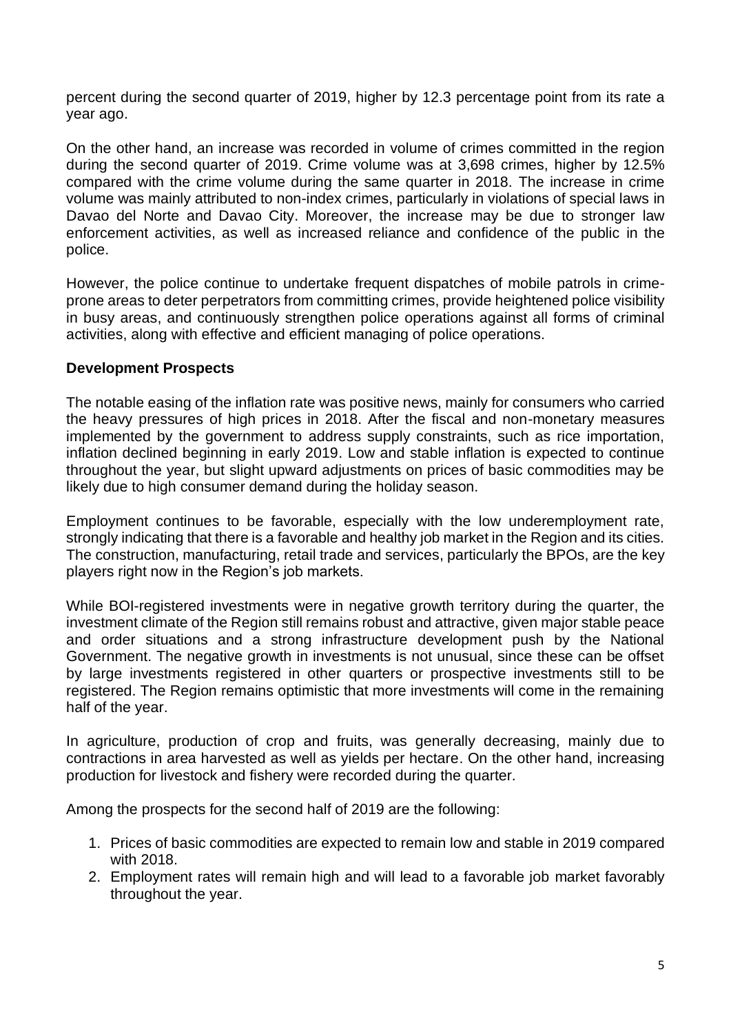percent during the second quarter of 2019, higher by 12.3 percentage point from its rate a year ago.

On the other hand, an increase was recorded in volume of crimes committed in the region during the second quarter of 2019. Crime volume was at 3,698 crimes, higher by 12.5% compared with the crime volume during the same quarter in 2018. The increase in crime volume was mainly attributed to non-index crimes, particularly in violations of special laws in Davao del Norte and Davao City. Moreover, the increase may be due to stronger law enforcement activities, as well as increased reliance and confidence of the public in the police.

However, the police continue to undertake frequent dispatches of mobile patrols in crime-prone areas to deter perpetrators from committing crimes, provide heightened police visibility in busy areas, and continuously strengthen police operations against all forms of criminal activities, along with effective and efficient managing of police operations.

**Development Prospects**

The notable easing of the inflation rate was positive news, mainly for consumers who carried the heavy pressures of high prices in 2018. After the fiscal and non-monetary measures implemented by the government to address supply constraints, such as rice importation, inflation declined beginning in early 2019. Low and stable inflation is expected to continue throughout the year, but slight upward adjustments on prices of basic commodities may be likely due to high consumer demand during the holiday season.

Employment continues to be favorable, especially with the low underemployment rate, strongly indicating that there is a favorable and healthy job market in the Region and its cities. The construction, manufacturing, retail trade and services, particularly the BPOs, are the key players right now in the Region's job markets.

While BOI-registered investments were in negative growth territory during the quarter, the investment climate of the Region still remains robust and attractive, given major stable peace and order situations and a strong infrastructure development push by the National Government. The negative growth in investments is not unusual, since these can be offset by large investments registered in other quarters or prospective investments still to be registered. The Region remains optimistic that more investments will come in the remaining half of the year.

In agriculture, production of crop and fruits, was generally decreasing, mainly due to contractions in area harvested as well as yields per hectare. On the other hand, increasing production for livestock and fishery were recorded during the quarter.

Among the prospects for the second half of 2019 are the following:

1. Prices of basic commodities are expected to remain low and stable in 2019 compared with 2018.
2. Employment rates will remain high and will lead to a favorable job market favorably throughout the year.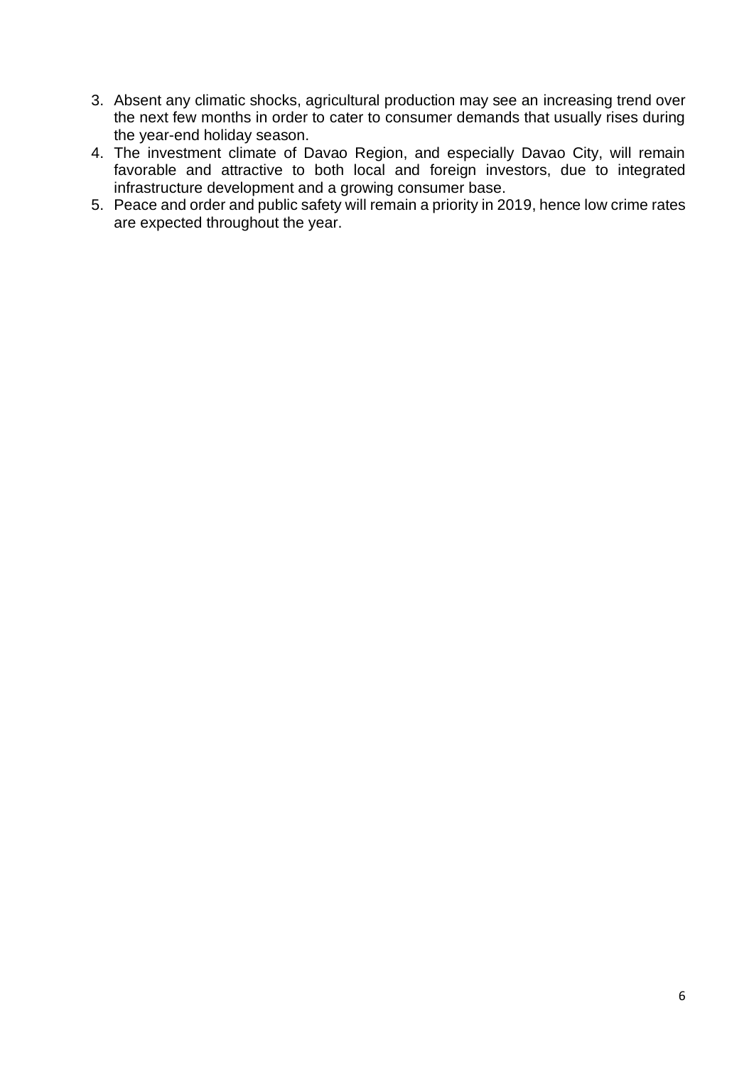3. Absent any climatic shocks, agricultural production may see an increasing trend over the next few months in order to cater to consumer demands that usually rises during the year-end holiday season.
4. The investment climate of Davao Region, and especially Davao City, will remain favorable and attractive to both local and foreign investors, due to integrated infrastructure development and a growing consumer base.
5. Peace and order and public safety will remain a priority in 2019, hence low crime rates are expected throughout the year.